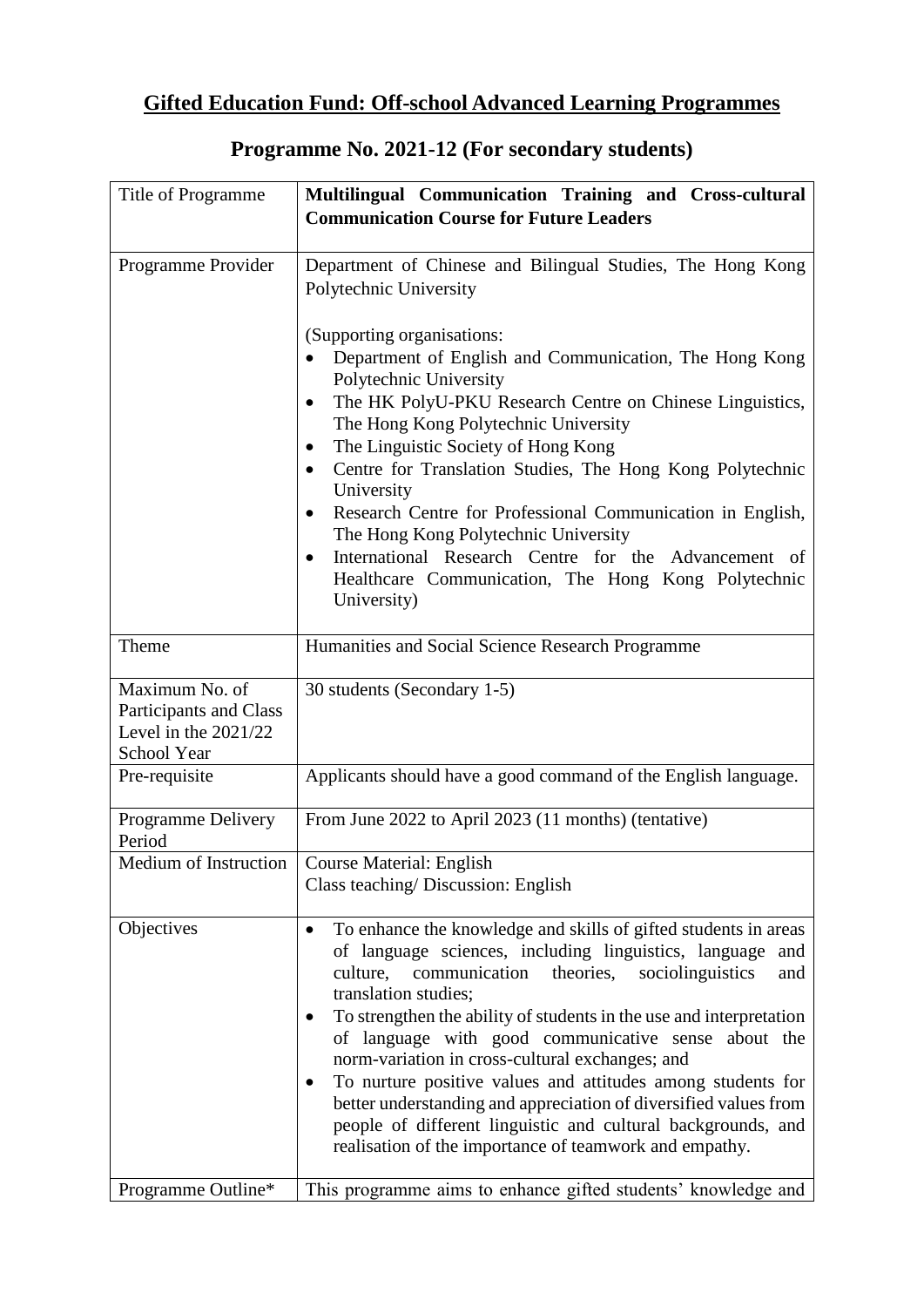# Gifted Education Fund: Off-school Advanced Learning Programmes

## Programme No. 2021-12 (For secondary students)

| Title of Programme | **Multilingual Communication Training and Cross-cultural Communication Course for Future Leaders** |
|---|---|
| Programme Provider | Department of Chinese and Bilingual Studies, The Hong Kong Polytechnic University<br><br>(Supporting organisations:<br>• Department of English and Communication, The Hong Kong Polytechnic University<br>• The HK PolyU-PKU Research Centre on Chinese Linguistics, The Hong Kong Polytechnic University<br>• The Linguistic Society of Hong Kong<br>• Centre for Translation Studies, The Hong Kong Polytechnic University<br>• Research Centre for Professional Communication in English, The Hong Kong Polytechnic University<br>• International Research Centre for the Advancement of Healthcare Communication, The Hong Kong Polytechnic University) |
| Theme | Humanities and Social Science Research Programme |
| Maximum No. of Participants and Class Level in the 2021/22 School Year | 30 students (Secondary 1-5) |
| Pre-requisite | Applicants should have a good command of the English language. |
| Programme Delivery Period | From June 2022 to April 2023 (11 months) (tentative) |
| Medium of Instruction | Course Material: English<br>Class teaching/ Discussion: English |
| Objectives | • To enhance the knowledge and skills of gifted students in areas of language sciences, including linguistics, language and culture, communication theories, sociolinguistics and translation studies;<br>• To strengthen the ability of students in the use and interpretation of language with good communicative sense about the norm-variation in cross-cultural exchanges; and<br>• To nurture positive values and attitudes among students for better understanding and appreciation of diversified values from people of different linguistic and cultural backgrounds, and realisation of the importance of teamwork and empathy. |
| Programme Outline* | This programme aims to enhance gifted students' knowledge and |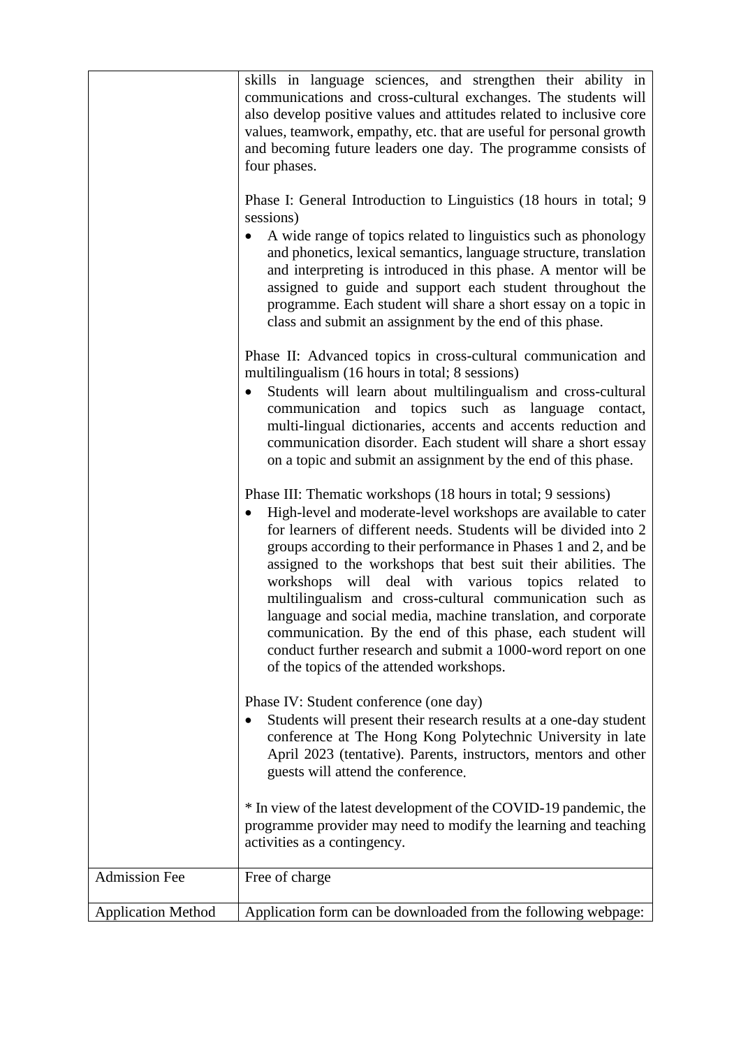| | |
|---|---|
| | skills in language sciences, and strengthen their ability in communications and cross-cultural exchanges. The students will also develop positive values and attitudes related to inclusive core values, teamwork, empathy, etc. that are useful for personal growth and becoming future leaders one day. The programme consists of four phases.<br><br>Phase I: General Introduction to Linguistics (18 hours in total; 9 sessions)<br>• A wide range of topics related to linguistics such as phonology and phonetics, lexical semantics, language structure, translation and interpreting is introduced in this phase. A mentor will be assigned to guide and support each student throughout the programme. Each student will share a short essay on a topic in class and submit an assignment by the end of this phase.<br><br>Phase II: Advanced topics in cross-cultural communication and multilingualism (16 hours in total; 8 sessions)<br>• Students will learn about multilingualism and cross-cultural communication and topics such as language contact, multi-lingual dictionaries, accents and accents reduction and communication disorder. Each student will share a short essay on a topic and submit an assignment by the end of this phase.<br><br>Phase III: Thematic workshops (18 hours in total; 9 sessions)<br>• High-level and moderate-level workshops are available to cater for learners of different needs. Students will be divided into 2 groups according to their performance in Phases 1 and 2, and be assigned to the workshops that best suit their abilities. The workshops will deal with various topics related to multilingualism and cross-cultural communication such as language and social media, machine translation, and corporate communication. By the end of this phase, each student will conduct further research and submit a 1000-word report on one of the topics of the attended workshops.<br><br>Phase IV: Student conference (one day)<br>• Students will present their research results at a one-day student conference at The Hong Kong Polytechnic University in late April 2023 (tentative). Parents, instructors, mentors and other guests will attend the conference.<br><br>* In view of the latest development of the COVID-19 pandemic, the programme provider may need to modify the learning and teaching activities as a contingency. |
| Admission Fee | Free of charge |
| Application Method | Application form can be downloaded from the following webpage: |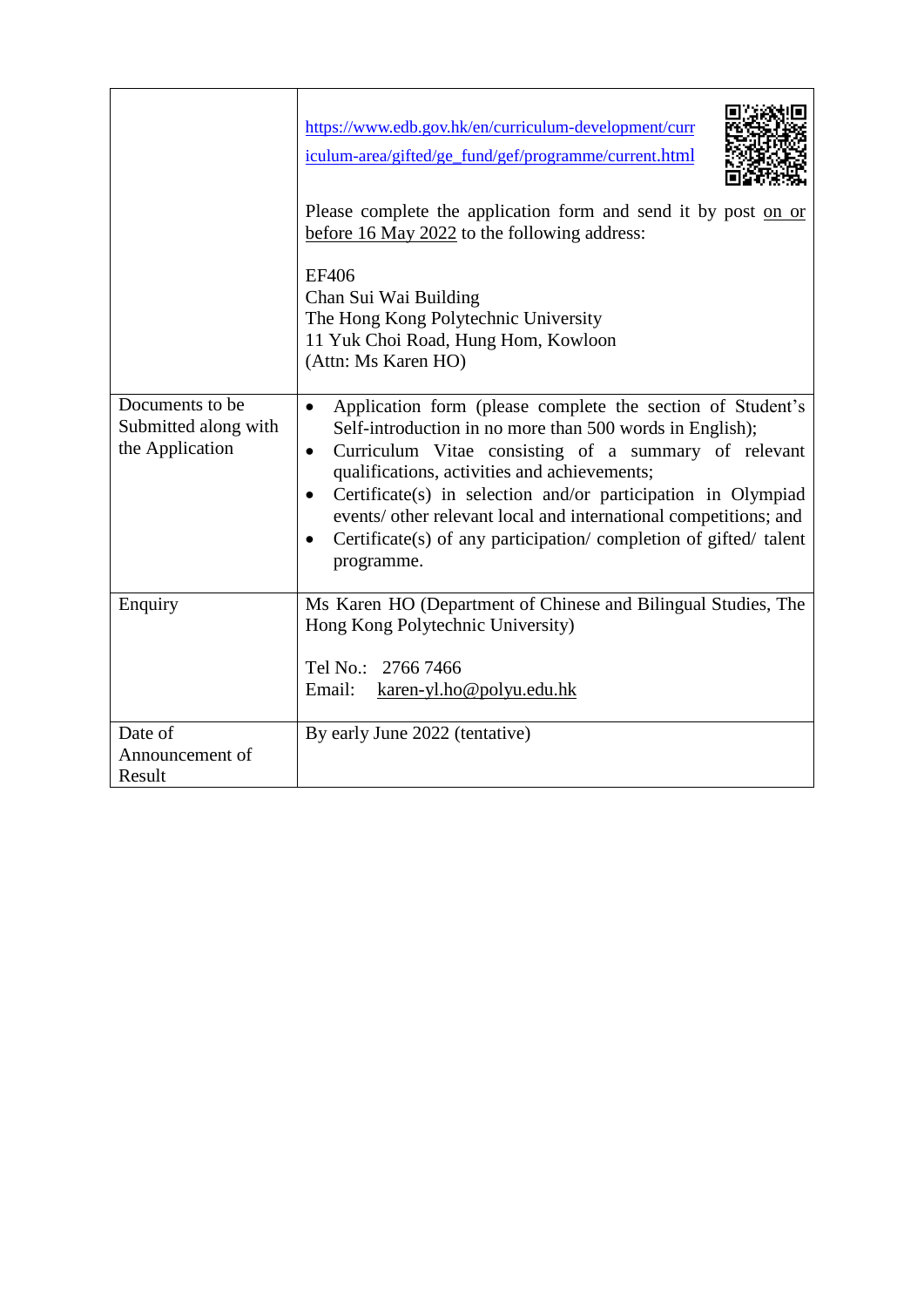| | |
|---|---|
| | https://www.edb.gov.hk/en/curriculum-development/curriculum-area/gifted/ge_fund/gef/programme/current.html<br><br>Please complete the application form and send it by post on or before 16 May 2022 to the following address:<br><br>EF406<br>Chan Sui Wai Building<br>The Hong Kong Polytechnic University<br>11 Yuk Choi Road, Hung Hom, Kowloon<br>(Attn: Ms Karen HO) |
| Documents to be Submitted along with the Application | • Application form (please complete the section of Student's Self-introduction in no more than 500 words in English);<br>• Curriculum Vitae consisting of a summary of relevant qualifications, activities and achievements;<br>• Certificate(s) in selection and/or participation in Olympiad events/ other relevant local and international competitions; and<br>• Certificate(s) of any participation/ completion of gifted/ talent programme. |
| Enquiry | Ms Karen HO (Department of Chinese and Bilingual Studies, The Hong Kong Polytechnic University)<br><br>Tel No.: 2766 7466<br>Email: karen-yl.ho@polyu.edu.hk |
| Date of Announcement of Result | By early June 2022 (tentative) |